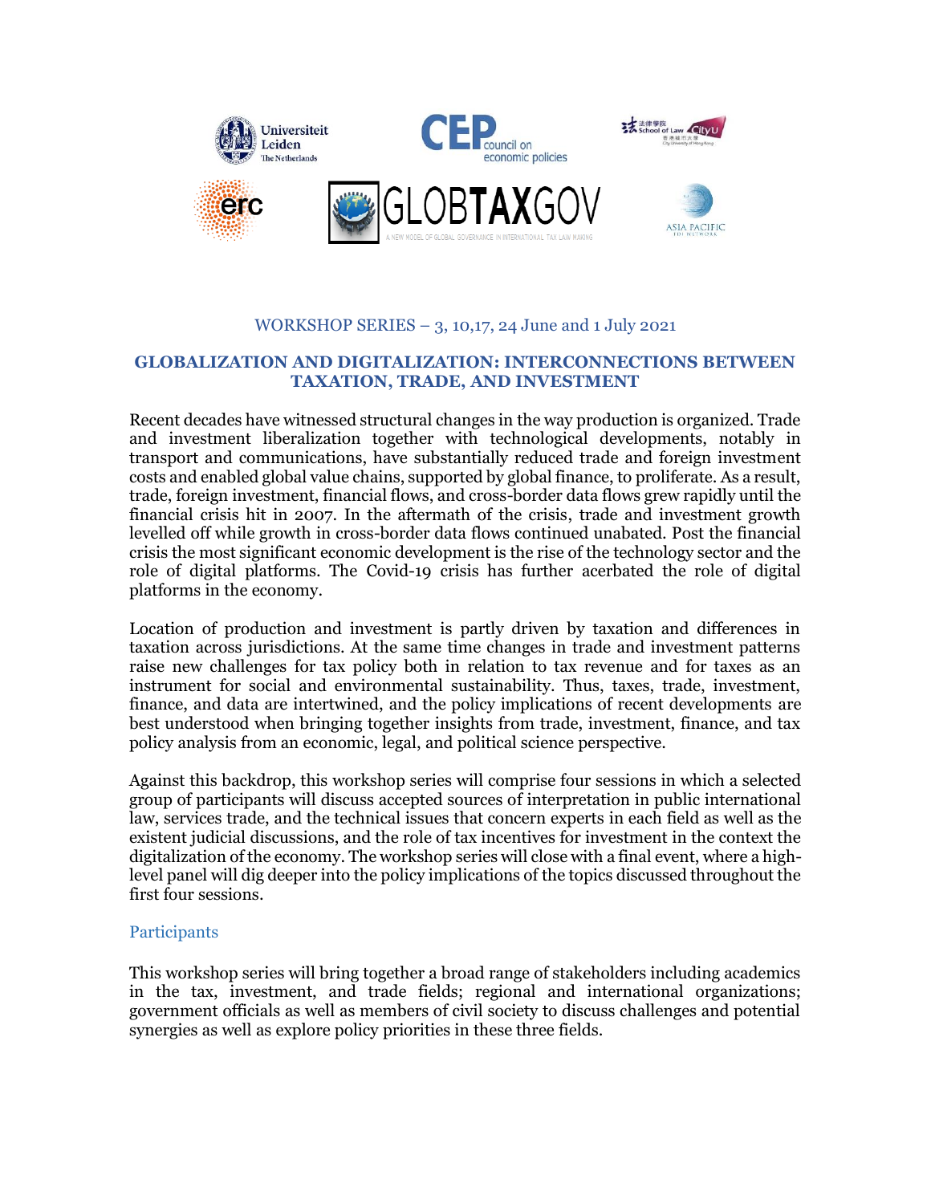WORKSHOP SERIES – 3, 10,17, 24 June and 1 July 2021

## GLOBALIZATION AND DIGITALIZATION: INTERCONNECTIONS BETWEEN TAXATION, TRADE, AND INVESTMENT

Recent decades have witnessed structural changes in the way production is organized. Trade and investment liberalization together with technological developments, notably in transport and communications, have substantially reduced trade and foreign investment costs and enabled global value chains, supported by global finance, to proliferate. As a result, trade, foreign investment, financial flows, and cross-border data flows grew rapidly until the financial crisis hit in 2007. In the aftermath of the crisis, trade and investment growth levelled off while growth in cross-border data flows continued unabated. Post the financial crisis the most significant economic development is the rise of the technology sector and the role of digital platforms. The Covid-19 crisis has further acerbated the role of digital platforms in the economy.

Location of production and investment is partly driven by taxation and differences in taxation across jurisdictions. At the same time changes in trade and investment patterns raise new challenges for tax policy both in relation to tax revenue and for taxes as an instrument for social and environmental sustainability. Thus, taxes, trade, investment, finance, and data are intertwined, and the policy implications of recent developments are best understood when bringing together insights from trade, investment, finance, and tax policy analysis from an economic, legal, and political science perspective.

Against this backdrop, this workshop series will comprise four sessions in which a selected group of participants will discuss accepted sources of interpretation in public international law, services trade, and the technical issues that concern experts in each field as well as the existent judicial discussions, and the role of tax incentives for investment in the context the digitalization of the economy. The workshop series will close with a final event, where a high-level panel will dig deeper into the policy implications of the topics discussed throughout the first four sessions.

### Participants

This workshop series will bring together a broad range of stakeholders including academics in the tax, investment, and trade fields; regional and international organizations; government officials as well as members of civil society to discuss challenges and potential synergies as well as explore policy priorities in these three fields.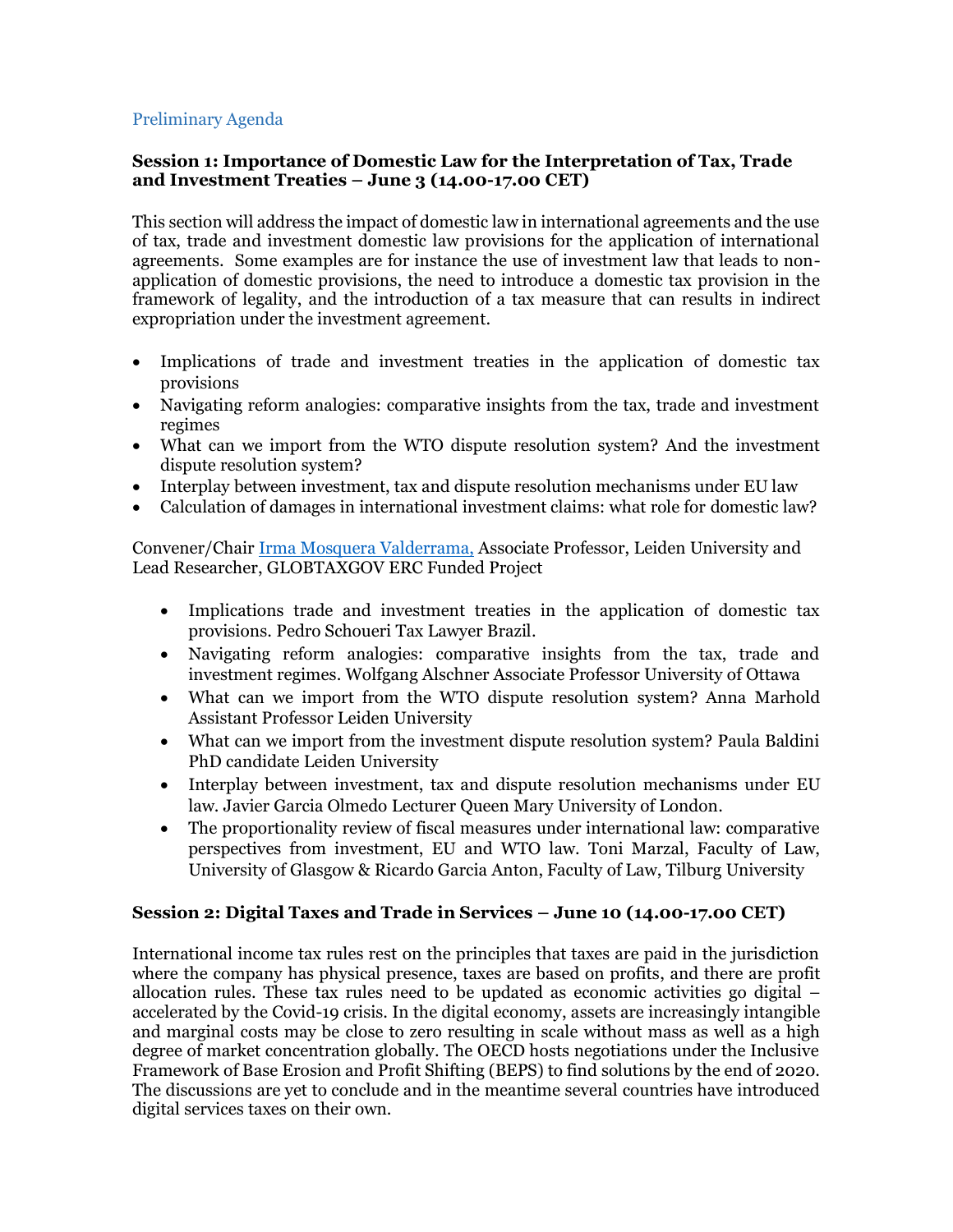Preliminary Agenda

**Session 1: Importance of Domestic Law for the Interpretation of Tax, Trade and Investment Treaties – June 3 (14.00-17.00 CET)**

This section will address the impact of domestic law in international agreements and the use of tax, trade and investment domestic law provisions for the application of international agreements. Some examples are for instance the use of investment law that leads to non-application of domestic provisions, the need to introduce a domestic tax provision in the framework of legality, and the introduction of a tax measure that can results in indirect expropriation under the investment agreement.

- Implications of trade and investment treaties in the application of domestic tax provisions
- Navigating reform analogies: comparative insights from the tax, trade and investment regimes
- What can we import from the WTO dispute resolution system? And the investment dispute resolution system?
- Interplay between investment, tax and dispute resolution mechanisms under EU law
- Calculation of damages in international investment claims: what role for domestic law?

Convener/Chair Irma Mosquera Valderrama, Associate Professor, Leiden University and Lead Researcher, GLOBTAXGOV ERC Funded Project

- Implications trade and investment treaties in the application of domestic tax provisions. Pedro Schoueri Tax Lawyer Brazil.
- Navigating reform analogies: comparative insights from the tax, trade and investment regimes. Wolfgang Alschner Associate Professor University of Ottawa
- What can we import from the WTO dispute resolution system? Anna Marhold Assistant Professor Leiden University
- What can we import from the investment dispute resolution system? Paula Baldini PhD candidate Leiden University
- Interplay between investment, tax and dispute resolution mechanisms under EU law. Javier Garcia Olmedo Lecturer Queen Mary University of London.
- The proportionality review of fiscal measures under international law: comparative perspectives from investment, EU and WTO law. Toni Marzal, Faculty of Law, University of Glasgow & Ricardo Garcia Anton, Faculty of Law, Tilburg University

**Session 2: Digital Taxes and Trade in Services – June 10 (14.00-17.00 CET)**

International income tax rules rest on the principles that taxes are paid in the jurisdiction where the company has physical presence, taxes are based on profits, and there are profit allocation rules. These tax rules need to be updated as economic activities go digital – accelerated by the Covid-19 crisis. In the digital economy, assets are increasingly intangible and marginal costs may be close to zero resulting in scale without mass as well as a high degree of market concentration globally. The OECD hosts negotiations under the Inclusive Framework of Base Erosion and Profit Shifting (BEPS) to find solutions by the end of 2020. The discussions are yet to conclude and in the meantime several countries have introduced digital services taxes on their own.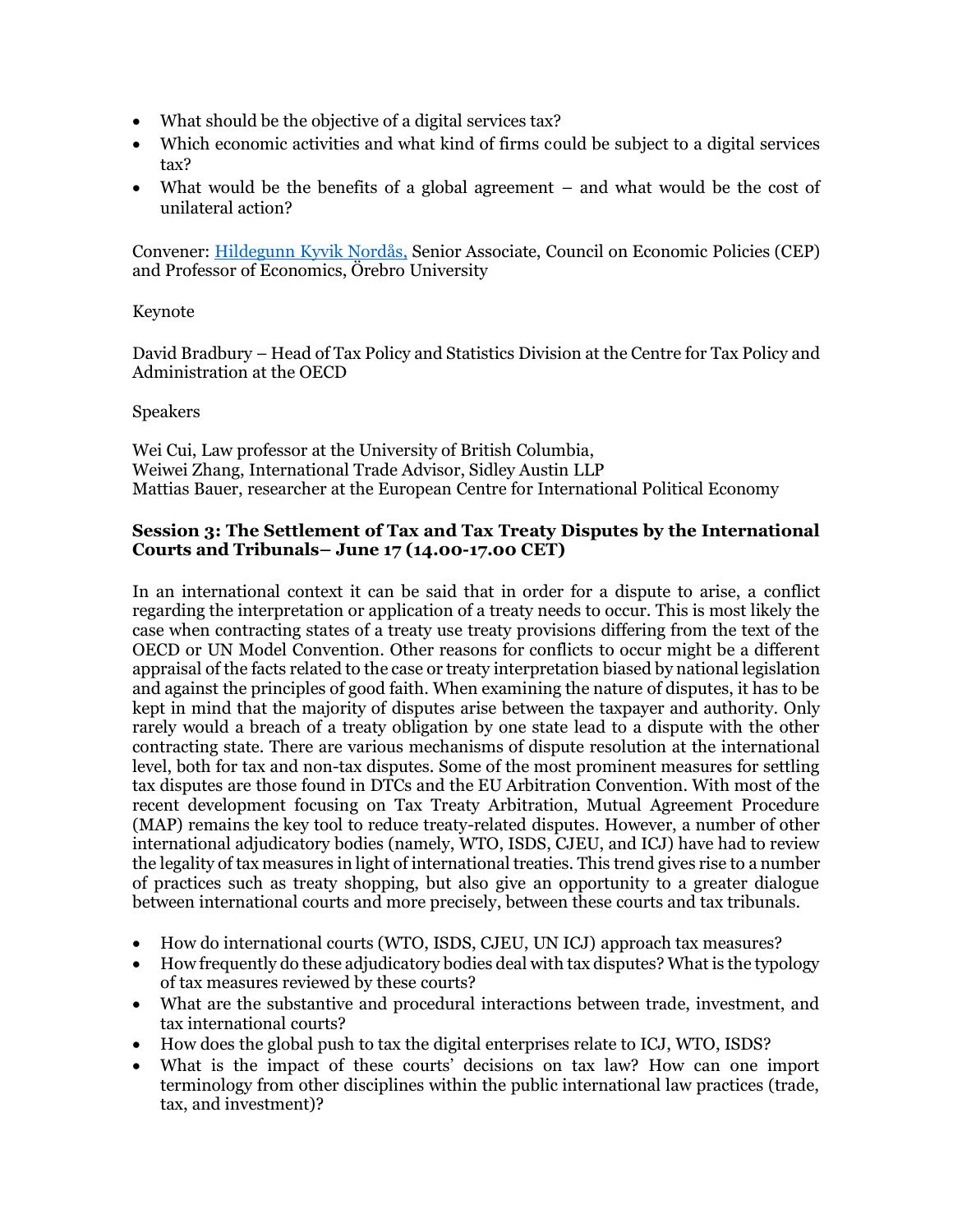- What should be the objective of a digital services tax?
- Which economic activities and what kind of firms could be subject to a digital services tax?
- What would be the benefits of a global agreement – and what would be the cost of unilateral action?

Convener: Hildegunn Kyvik Nordås, Senior Associate, Council on Economic Policies (CEP) and Professor of Economics, Örebro University

Keynote

David Bradbury – Head of Tax Policy and Statistics Division at the Centre for Tax Policy and Administration at the OECD

Speakers

Wei Cui, Law professor at the University of British Columbia,
Weiwei Zhang, International Trade Advisor, Sidley Austin LLP
Mattias Bauer, researcher at the European Centre for International Political Economy

**Session 3: The Settlement of Tax and Tax Treaty Disputes by the International Courts and Tribunals– June 17 (14.00-17.00 CET)**

In an international context it can be said that in order for a dispute to arise, a conflict regarding the interpretation or application of a treaty needs to occur. This is most likely the case when contracting states of a treaty use treaty provisions differing from the text of the OECD or UN Model Convention. Other reasons for conflicts to occur might be a different appraisal of the facts related to the case or treaty interpretation biased by national legislation and against the principles of good faith. When examining the nature of disputes, it has to be kept in mind that the majority of disputes arise between the taxpayer and authority. Only rarely would a breach of a treaty obligation by one state lead to a dispute with the other contracting state. There are various mechanisms of dispute resolution at the international level, both for tax and non-tax disputes. Some of the most prominent measures for settling tax disputes are those found in DTCs and the EU Arbitration Convention. With most of the recent development focusing on Tax Treaty Arbitration, Mutual Agreement Procedure (MAP) remains the key tool to reduce treaty-related disputes. However, a number of other international adjudicatory bodies (namely, WTO, ISDS, CJEU, and ICJ) have had to review the legality of tax measures in light of international treaties. This trend gives rise to a number of practices such as treaty shopping, but also give an opportunity to a greater dialogue between international courts and more precisely, between these courts and tax tribunals.

- How do international courts (WTO, ISDS, CJEU, UN ICJ) approach tax measures?
- How frequently do these adjudicatory bodies deal with tax disputes? What is the typology of tax measures reviewed by these courts?
- What are the substantive and procedural interactions between trade, investment, and tax international courts?
- How does the global push to tax the digital enterprises relate to ICJ, WTO, ISDS?
- What is the impact of these courts' decisions on tax law? How can one import terminology from other disciplines within the public international law practices (trade, tax, and investment)?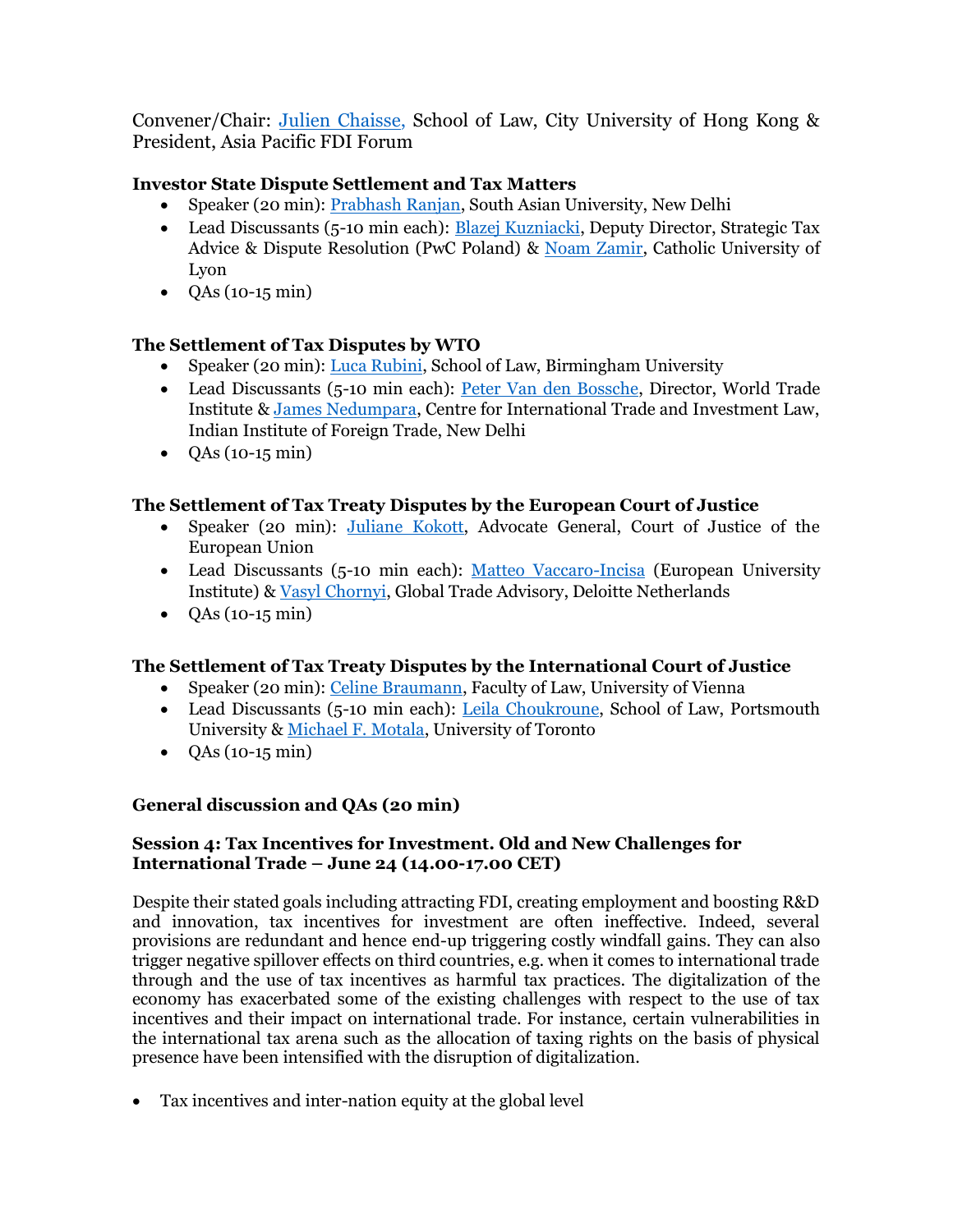Convener/Chair: Julien Chaisse, School of Law, City University of Hong Kong & President, Asia Pacific FDI Forum

**Investor State Dispute Settlement and Tax Matters**

- Speaker (20 min): Prabhash Ranjan, South Asian University, New Delhi
- Lead Discussants (5-10 min each): Blazej Kuzniacki, Deputy Director, Strategic Tax Advice & Dispute Resolution (PwC Poland) & Noam Zamir, Catholic University of Lyon
- QAs (10-15 min)

**The Settlement of Tax Disputes by WTO**

- Speaker (20 min): Luca Rubini, School of Law, Birmingham University
- Lead Discussants (5-10 min each): Peter Van den Bossche, Director, World Trade Institute & James Nedumpara, Centre for International Trade and Investment Law, Indian Institute of Foreign Trade, New Delhi
- QAs (10-15 min)

**The Settlement of Tax Treaty Disputes by the European Court of Justice**

- Speaker (20 min): Juliane Kokott, Advocate General, Court of Justice of the European Union
- Lead Discussants (5-10 min each): Matteo Vaccaro-Incisa (European University Institute) & Vasyl Chornyi, Global Trade Advisory, Deloitte Netherlands
- QAs (10-15 min)

**The Settlement of Tax Treaty Disputes by the International Court of Justice**

- Speaker (20 min): Celine Braumann, Faculty of Law, University of Vienna
- Lead Discussants (5-10 min each): Leila Choukroune, School of Law, Portsmouth University & Michael F. Motala, University of Toronto
- QAs (10-15 min)

**General discussion and QAs (20 min)**

**Session 4: Tax Incentives for Investment. Old and New Challenges for International Trade – June 24 (14.00-17.00 CET)**

Despite their stated goals including attracting FDI, creating employment and boosting R&D and innovation, tax incentives for investment are often ineffective. Indeed, several provisions are redundant and hence end-up triggering costly windfall gains. They can also trigger negative spillover effects on third countries, e.g. when it comes to international trade through and the use of tax incentives as harmful tax practices. The digitalization of the economy has exacerbated some of the existing challenges with respect to the use of tax incentives and their impact on international trade. For instance, certain vulnerabilities in the international tax arena such as the allocation of taxing rights on the basis of physical presence have been intensified with the disruption of digitalization.

- Tax incentives and inter-nation equity at the global level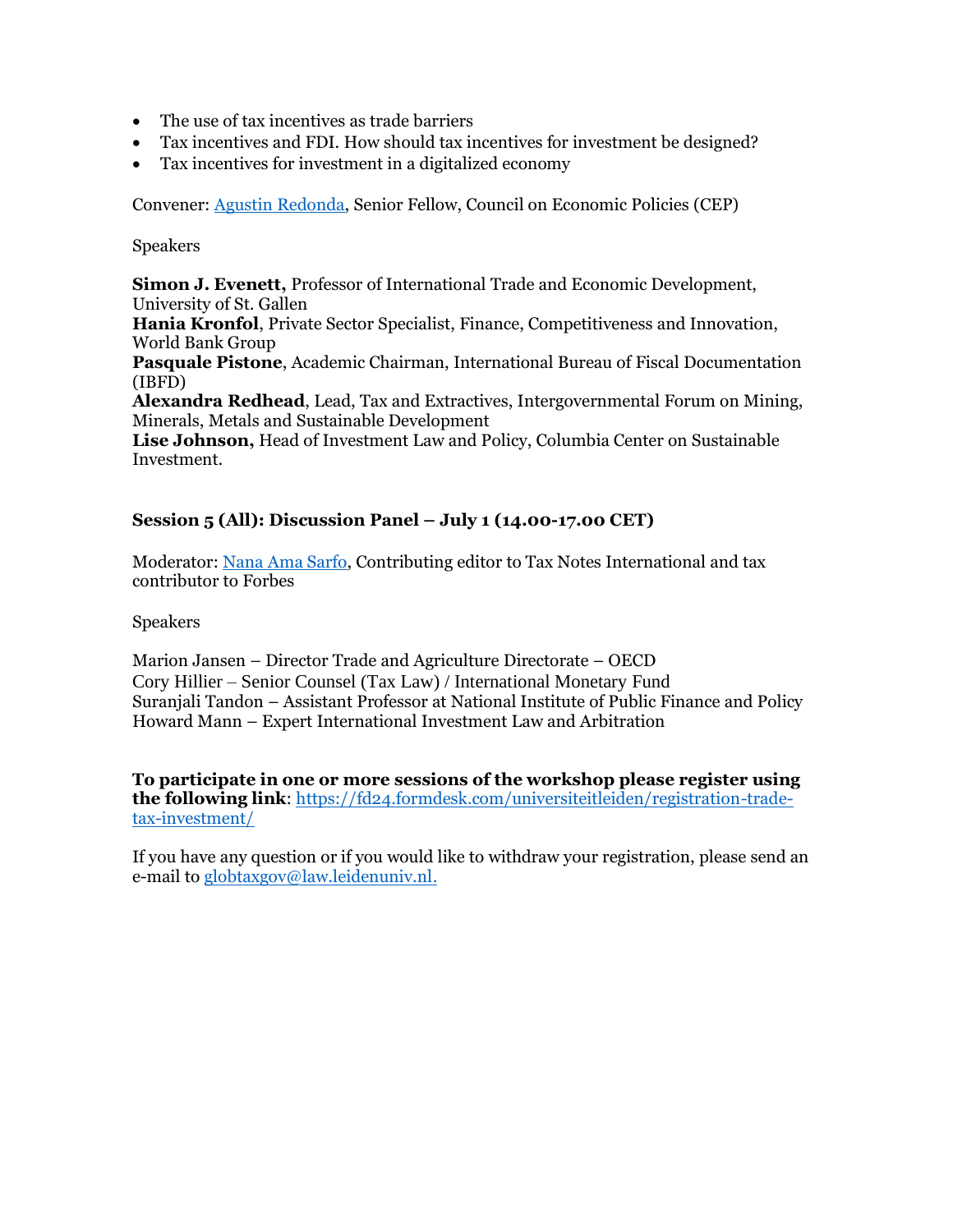- The use of tax incentives as trade barriers
- Tax incentives and FDI. How should tax incentives for investment be designed?
- Tax incentives for investment in a digitalized economy

Convener: Agustin Redonda, Senior Fellow, Council on Economic Policies (CEP)

Speakers

**Simon J. Evenett,** Professor of International Trade and Economic Development, University of St. Gallen
**Hania Kronfol**, Private Sector Specialist, Finance, Competitiveness and Innovation, World Bank Group
**Pasquale Pistone**, Academic Chairman, International Bureau of Fiscal Documentation (IBFD)
**Alexandra Redhead**, Lead, Tax and Extractives, Intergovernmental Forum on Mining, Minerals, Metals and Sustainable Development
**Lise Johnson,** Head of Investment Law and Policy, Columbia Center on Sustainable Investment.

**Session 5 (All): Discussion Panel – July 1 (14.00-17.00 CET)**

Moderator: Nana Ama Sarfo, Contributing editor to Tax Notes International and tax contributor to Forbes

Speakers

Marion Jansen – Director Trade and Agriculture Directorate – OECD
Cory Hillier – Senior Counsel (Tax Law) / International Monetary Fund
Suranjali Tandon – Assistant Professor at National Institute of Public Finance and Policy
Howard Mann – Expert International Investment Law and Arbitration

**To participate in one or more sessions of the workshop please register using the following link**: https://fd24.formdesk.com/universiteitleiden/registration-trade-tax-investment/

If you have any question or if you would like to withdraw your registration, please send an e-mail to globtaxgov@law.leidenuniv.nl.